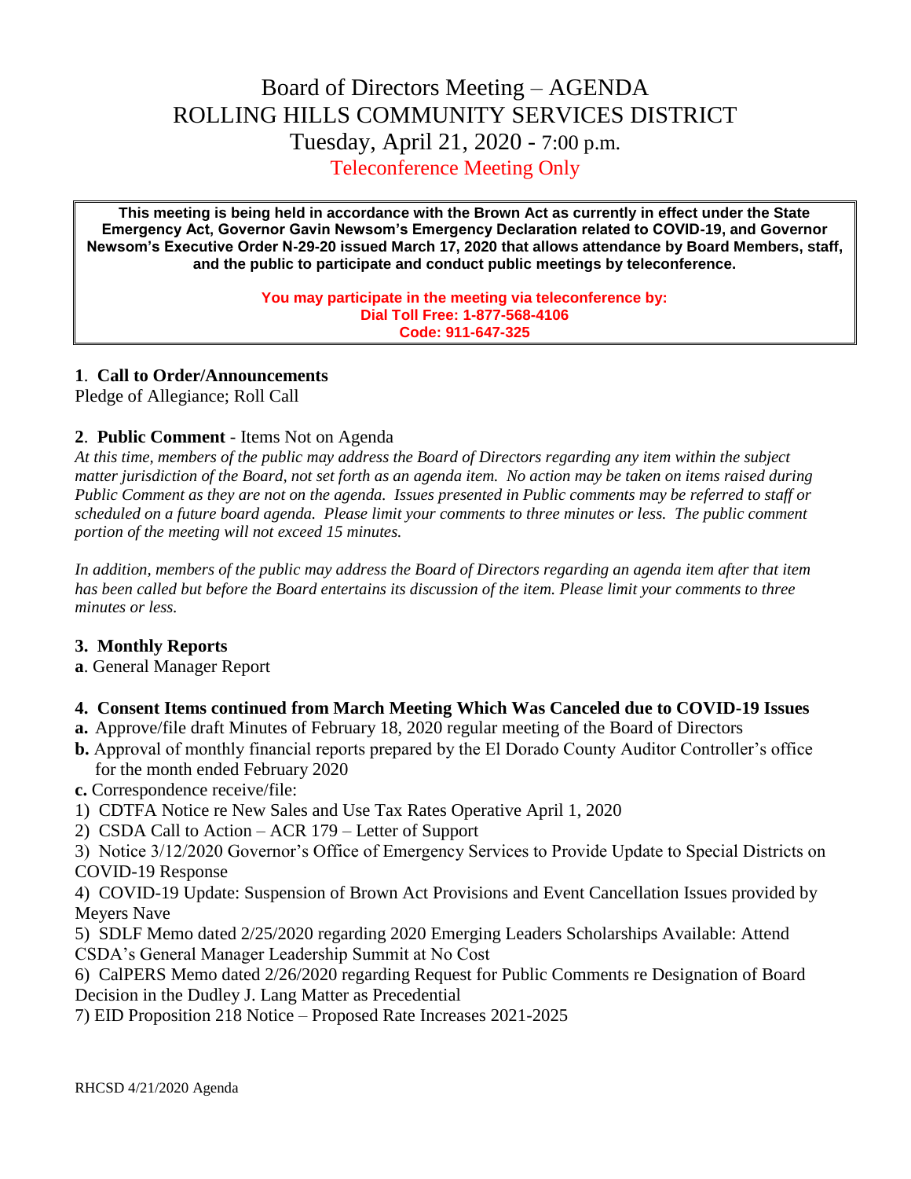# Board of Directors Meeting – AGENDA
# ROLLING HILLS COMMUNITY SERVICES DISTRICT
## Tuesday, April 21, 2020 - 7:00 p.m.
## Teleconference Meeting Only

**This meeting is being held in accordance with the Brown Act as currently in effect under the State Emergency Act, Governor Gavin Newsom's Emergency Declaration related to COVID-19, and Governor Newsom's Executive Order N-29-20 issued March 17, 2020 that allows attendance by Board Members, staff, and the public to participate and conduct public meetings by teleconference.**

**You may participate in the meeting via teleconference by:**
**Dial Toll Free: 1-877-568-4106**
**Code: 911-647-325**

**1**. **Call to Order/Announcements**
Pledge of Allegiance; Roll Call

**2**. **Public Comment** - Items Not on Agenda
*At this time, members of the public may address the Board of Directors regarding any item within the subject matter jurisdiction of the Board, not set forth as an agenda item. No action may be taken on items raised during Public Comment as they are not on the agenda. Issues presented in Public comments may be referred to staff or scheduled on a future board agenda. Please limit your comments to three minutes or less. The public comment portion of the meeting will not exceed 15 minutes.*

*In addition, members of the public may address the Board of Directors regarding an agenda item after that item has been called but before the Board entertains its discussion of the item. Please limit your comments to three minutes or less.*

**3. Monthly Reports**
**a**. General Manager Report

**4. Consent Items continued from March Meeting Which Was Canceled due to COVID-19 Issues**
**a.** Approve/file draft Minutes of February 18, 2020 regular meeting of the Board of Directors
**b.** Approval of monthly financial reports prepared by the El Dorado County Auditor Controller's office for the month ended February 2020
**c.** Correspondence receive/file:
1) CDTFA Notice re New Sales and Use Tax Rates Operative April 1, 2020
2) CSDA Call to Action – ACR 179 – Letter of Support
3) Notice 3/12/2020 Governor's Office of Emergency Services to Provide Update to Special Districts on COVID-19 Response
4) COVID-19 Update: Suspension of Brown Act Provisions and Event Cancellation Issues provided by Meyers Nave
5) SDLF Memo dated 2/25/2020 regarding 2020 Emerging Leaders Scholarships Available: Attend CSDA's General Manager Leadership Summit at No Cost
6) CalPERS Memo dated 2/26/2020 regarding Request for Public Comments re Designation of Board Decision in the Dudley J. Lang Matter as Precedential
7) EID Proposition 218 Notice – Proposed Rate Increases 2021-2025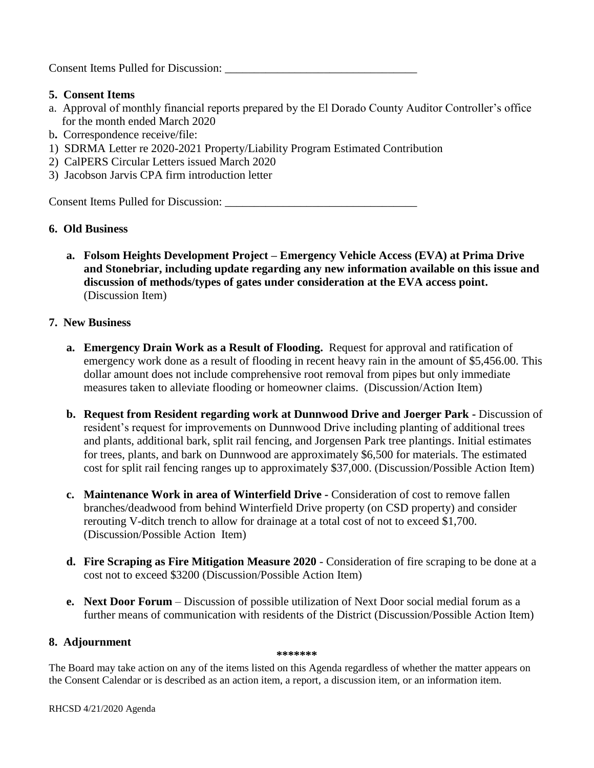Consent Items Pulled for Discussion: ________________________________

**5. Consent Items**

a. Approval of monthly financial reports prepared by the El Dorado County Auditor Controller's office for the month ended March 2020

b. Correspondence receive/file:

1) SDRMA Letter re 2020-2021 Property/Liability Program Estimated Contribution
2) CalPERS Circular Letters issued March 2020
3) Jacobson Jarvis CPA firm introduction letter

Consent Items Pulled for Discussion: ________________________________

**6. Old Business**

**a. Folsom Heights Development Project – Emergency Vehicle Access (EVA) at Prima Drive and Stonebriar, including update regarding any new information available on this issue and discussion of methods/types of gates under consideration at the EVA access point.** (Discussion Item)

**7. New Business**

**a. Emergency Drain Work as a Result of Flooding.** Request for approval and ratification of emergency work done as a result of flooding in recent heavy rain in the amount of $5,456.00. This dollar amount does not include comprehensive root removal from pipes but only immediate measures taken to alleviate flooding or homeowner claims. (Discussion/Action Item)

**b. Request from Resident regarding work at Dunnwood Drive and Joerger Park -** Discussion of resident's request for improvements on Dunnwood Drive including planting of additional trees and plants, additional bark, split rail fencing, and Jorgensen Park tree plantings. Initial estimates for trees, plants, and bark on Dunnwood are approximately $6,500 for materials. The estimated cost for split rail fencing ranges up to approximately $37,000. (Discussion/Possible Action Item)

**c. Maintenance Work in area of Winterfield Drive -** Consideration of cost to remove fallen branches/deadwood from behind Winterfield Drive property (on CSD property) and consider rerouting V-ditch trench to allow for drainage at a total cost of not to exceed $1,700. (Discussion/Possible Action Item)

**d. Fire Scraping as Fire Mitigation Measure 2020** - Consideration of fire scraping to be done at a cost not to exceed $3200 (Discussion/Possible Action Item)

**e. Next Door Forum** – Discussion of possible utilization of Next Door social medial forum as a further means of communication with residents of the District (Discussion/Possible Action Item)

**8. Adjournment**

*******

The Board may take action on any of the items listed on this Agenda regardless of whether the matter appears on the Consent Calendar or is described as an action item, a report, a discussion item, or an information item.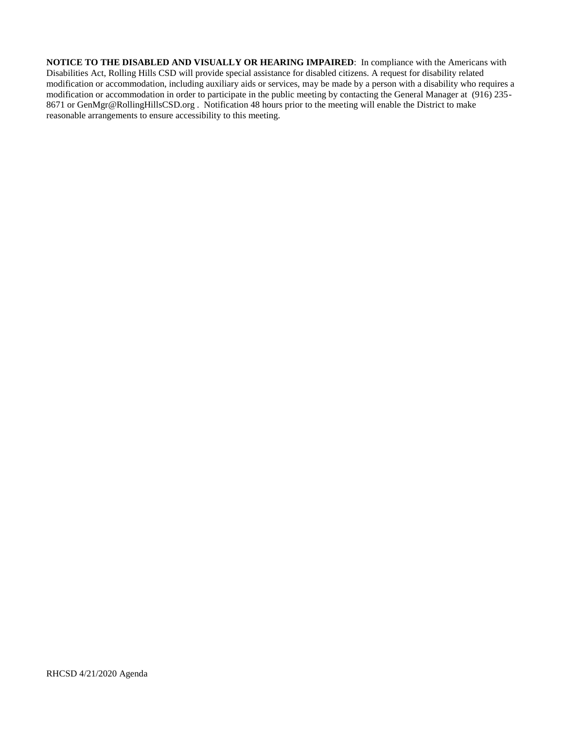**NOTICE TO THE DISABLED AND VISUALLY OR HEARING IMPAIRED**: In compliance with the Americans with Disabilities Act, Rolling Hills CSD will provide special assistance for disabled citizens. A request for disability related modification or accommodation, including auxiliary aids or services, may be made by a person with a disability who requires a modification or accommodation in order to participate in the public meeting by contacting the General Manager at (916) 235-8671 or GenMgr@RollingHillsCSD.org . Notification 48 hours prior to the meeting will enable the District to make reasonable arrangements to ensure accessibility to this meeting.